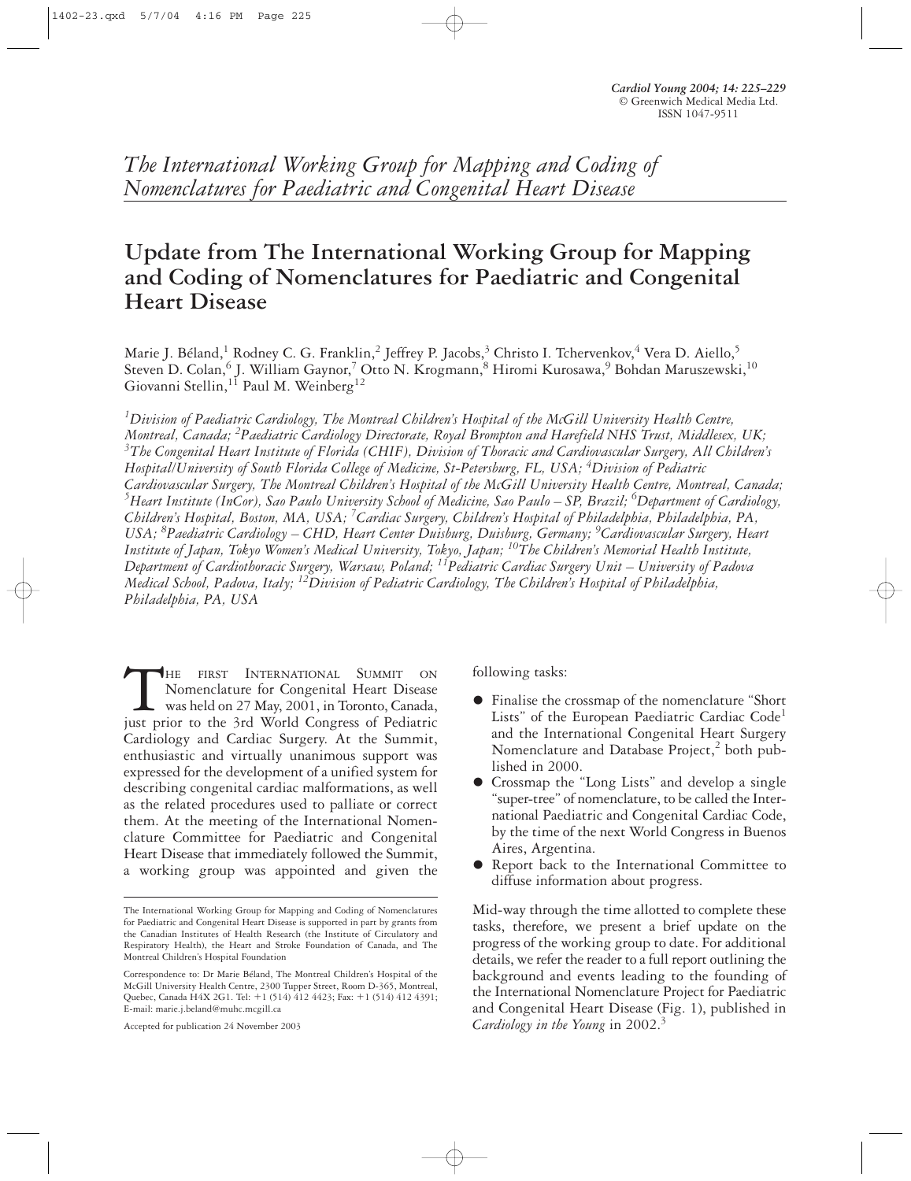*The International Working Group for Mapping and Coding of Nomenclatures for Paediatric and Congenital Heart Disease*

# Update from The International Working Group for Mapping and Coding of Nomenclatures for Paediatric and Congenital Heart Disease

Marie J. Béland,[1] Rodney C. G. Franklin,[2] Jeffrey P. Jacobs,[3] Christo I. Tchervenkov,[4] Vera D. Aiello,[5] Steven D. Colan,[6] J. William Gaynor,[7] Otto N. Krogmann,[8] Hiromi Kurosawa,[9] Bohdan Maruszewski,[10] Giovanni Stellin,[11] Paul M. Weinberg[12]

*[1]Division of Paediatric Cardiology, The Montreal Children's Hospital of the McGill University Health Centre, Montreal, Canada; [2]Paediatric Cardiology Directorate, Royal Brompton and Harefield NHS Trust, Middlesex, UK; [3]The Congenital Heart Institute of Florida (CHIF), Division of Thoracic and Cardiovascular Surgery, All Children's Hospital/University of South Florida College of Medicine, St-Petersburg, FL, USA; [4]Division of Pediatric Cardiovascular Surgery, The Montreal Children's Hospital of the McGill University Health Centre, Montreal, Canada; [5]Heart Institute (InCor), Sao Paulo University School of Medicine, Sao Paulo – SP, Brazil; [6]Department of Cardiology, Children's Hospital, Boston, MA, USA; [7]Cardiac Surgery, Children's Hospital of Philadelphia, Philadelphia, PA, USA; [8]Paediatric Cardiology – CHD, Heart Center Duisburg, Duisburg, Germany; [9]Cardiovascular Surgery, Heart Institute of Japan, Tokyo Women's Medical University, Tokyo, Japan; [10]The Children's Memorial Health Institute, Department of Cardiothoracic Surgery, Warsaw, Poland; [11]Pediatric Cardiac Surgery Unit – University of Padova Medical School, Padova, Italy; [12]Division of Pediatric Cardiology, The Children's Hospital of Philadelphia, Philadelphia, PA, USA*

THE FIRST INTERNATIONAL SUMMIT ON Nomenclature for Congenital Heart Disease was held on 27 May, 2001, in Toronto, Canada, just prior to the 3rd World Congress of Pediatric Cardiology and Cardiac Surgery. At the Summit, enthusiastic and virtually unanimous support was expressed for the development of a unified system for describing congenital cardiac malformations, as well as the related procedures used to palliate or correct them. At the meeting of the International Nomenclature Committee for Paediatric and Congenital Heart Disease that immediately followed the Summit, a working group was appointed and given the following tasks:

- Finalise the crossmap of the nomenclature "Short Lists" of the European Paediatric Cardiac Code[1] and the International Congenital Heart Surgery Nomenclature and Database Project,[2] both published in 2000.
- Crossmap the "Long Lists" and develop a single "super-tree" of nomenclature, to be called the International Paediatric and Congenital Cardiac Code, by the time of the next World Congress in Buenos Aires, Argentina.
- Report back to the International Committee to diffuse information about progress.

Mid-way through the time allotted to complete these tasks, therefore, we present a brief update on the progress of the working group to date. For additional details, we refer the reader to a full report outlining the background and events leading to the founding of the International Nomenclature Project for Paediatric and Congenital Heart Disease (Fig. 1), published in *Cardiology in the Young* in 2002.[3]

The International Working Group for Mapping and Coding of Nomenclatures for Paediatric and Congenital Heart Disease is supported in part by grants from the Canadian Institutes of Health Research (the Institute of Circulatory and Respiratory Health), the Heart and Stroke Foundation of Canada, and The Montreal Children's Hospital Foundation

Correspondence to: Dr Marie Béland, The Montreal Children's Hospital of the McGill University Health Centre, 2300 Tupper Street, Room D-365, Montreal, Quebec, Canada H4X 2G1. Tel: +1 (514) 412 4423; Fax: +1 (514) 412 4391; E-mail: marie.j.beland@muhc.mcgill.ca

Accepted for publication 24 November 2003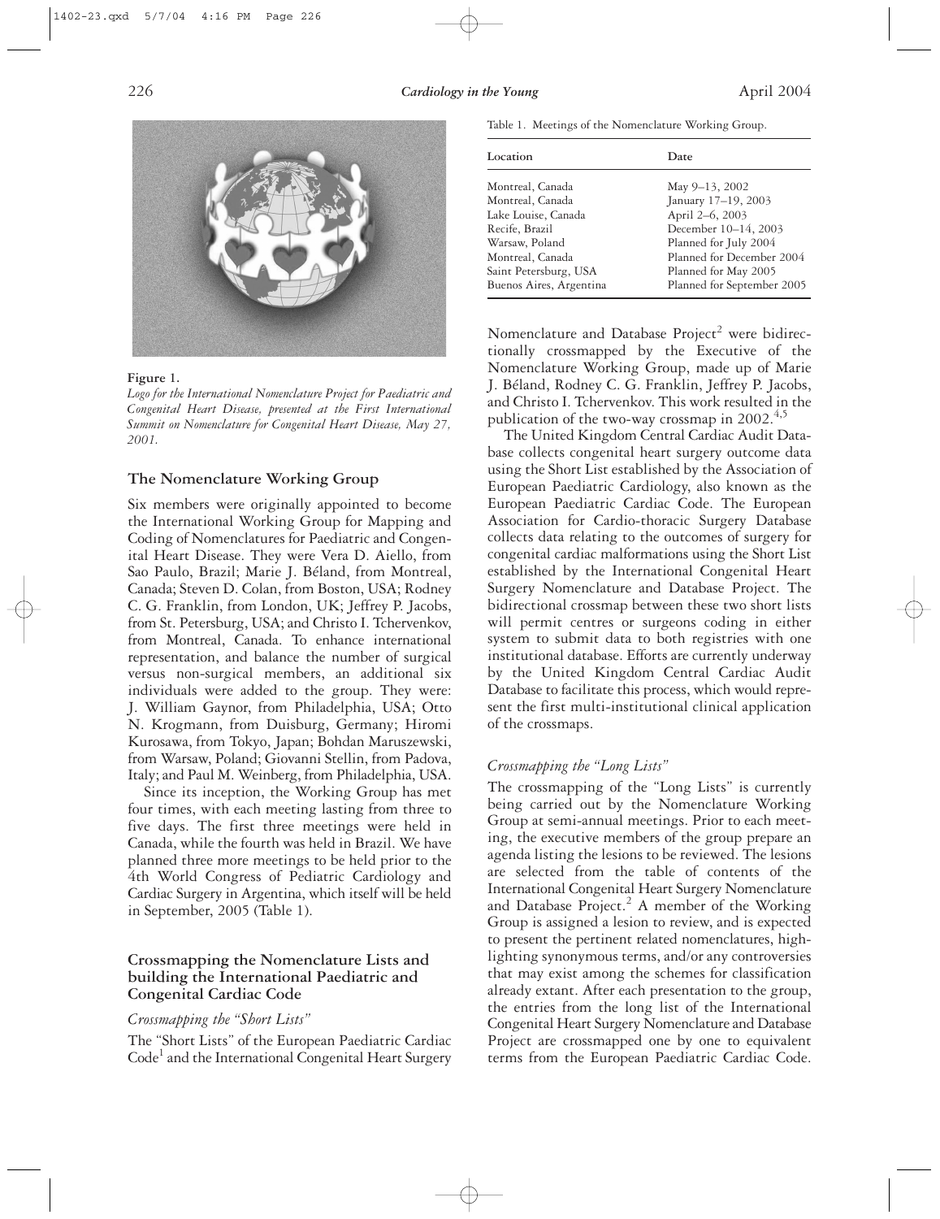Figure 1.

*Logo for the International Nomenclature Project for Paediatric and Congenital Heart Disease, presented at the First International Summit on Nomenclature for Congenital Heart Disease, May 27, 2001.*

## The Nomenclature Working Group

Six members were originally appointed to become the International Working Group for Mapping and Coding of Nomenclatures for Paediatric and Congenital Heart Disease. They were Vera D. Aiello, from Sao Paulo, Brazil; Marie J. Béland, from Montreal, Canada; Steven D. Colan, from Boston, USA; Rodney C. G. Franklin, from London, UK; Jeffrey P. Jacobs, from St. Petersburg, USA; and Christo I. Tchervenkov, from Montreal, Canada. To enhance international representation, and balance the number of surgical versus non-surgical members, an additional six individuals were added to the group. They were: J. William Gaynor, from Philadelphia, USA; Otto N. Krogmann, from Duisburg, Germany; Hiromi Kurosawa, from Tokyo, Japan; Bohdan Maruszewski, from Warsaw, Poland; Giovanni Stellin, from Padova, Italy; and Paul M. Weinberg, from Philadelphia, USA.

Since its inception, the Working Group has met four times, with each meeting lasting from three to five days. The first three meetings were held in Canada, while the fourth was held in Brazil. We have planned three more meetings to be held prior to the 4th World Congress of Pediatric Cardiology and Cardiac Surgery in Argentina, which itself will be held in September, 2005 (Table 1).

Table 1. Meetings of the Nomenclature Working Group.

| Location | Date |
|---|---|
| Montreal, Canada | May 9–13, 2002 |
| Montreal, Canada | January 17–19, 2003 |
| Lake Louise, Canada | April 2–6, 2003 |
| Recife, Brazil | December 10–14, 2003 |
| Warsaw, Poland | Planned for July 2004 |
| Montreal, Canada | Planned for December 2004 |
| Saint Petersburg, USA | Planned for May 2005 |
| Buenos Aires, Argentina | Planned for September 2005 |

## Crossmapping the Nomenclature Lists and building the International Paediatric and Congenital Cardiac Code

### *Crossmapping the "Short Lists"*

The "Short Lists" of the European Paediatric Cardiac Code[1] and the International Congenital Heart Surgery Nomenclature and Database Project[2] were bidirectionally crossmapped by the Executive of the Nomenclature Working Group, made up of Marie J. Béland, Rodney C. G. Franklin, Jeffrey P. Jacobs, and Christo I. Tchervenkov. This work resulted in the publication of the two-way crossmap in 2002.[4,5]

The United Kingdom Central Cardiac Audit Database collects congenital heart surgery outcome data using the Short List established by the Association of European Paediatric Cardiology, also known as the European Paediatric Cardiac Code. The European Association for Cardio-thoracic Surgery Database collects data relating to the outcomes of surgery for congenital cardiac malformations using the Short List established by the International Congenital Heart Surgery Nomenclature and Database Project. The bidirectional crossmap between these two short lists will permit centres or surgeons coding in either system to submit data to both registries with one institutional database. Efforts are currently underway by the United Kingdom Central Cardiac Audit Database to facilitate this process, which would represent the first multi-institutional clinical application of the crossmaps.

### *Crossmapping the "Long Lists"*

The crossmapping of the "Long Lists" is currently being carried out by the Nomenclature Working Group at semi-annual meetings. Prior to each meeting, the executive members of the group prepare an agenda listing the lesions to be reviewed. The lesions are selected from the table of contents of the International Congenital Heart Surgery Nomenclature and Database Project.[2] A member of the Working Group is assigned a lesion to review, and is expected to present the pertinent related nomenclatures, highlighting synonymous terms, and/or any controversies that may exist among the schemes for classification already extant. After each presentation to the group, the entries from the long list of the International Congenital Heart Surgery Nomenclature and Database Project are crossmapped one by one to equivalent terms from the European Paediatric Cardiac Code.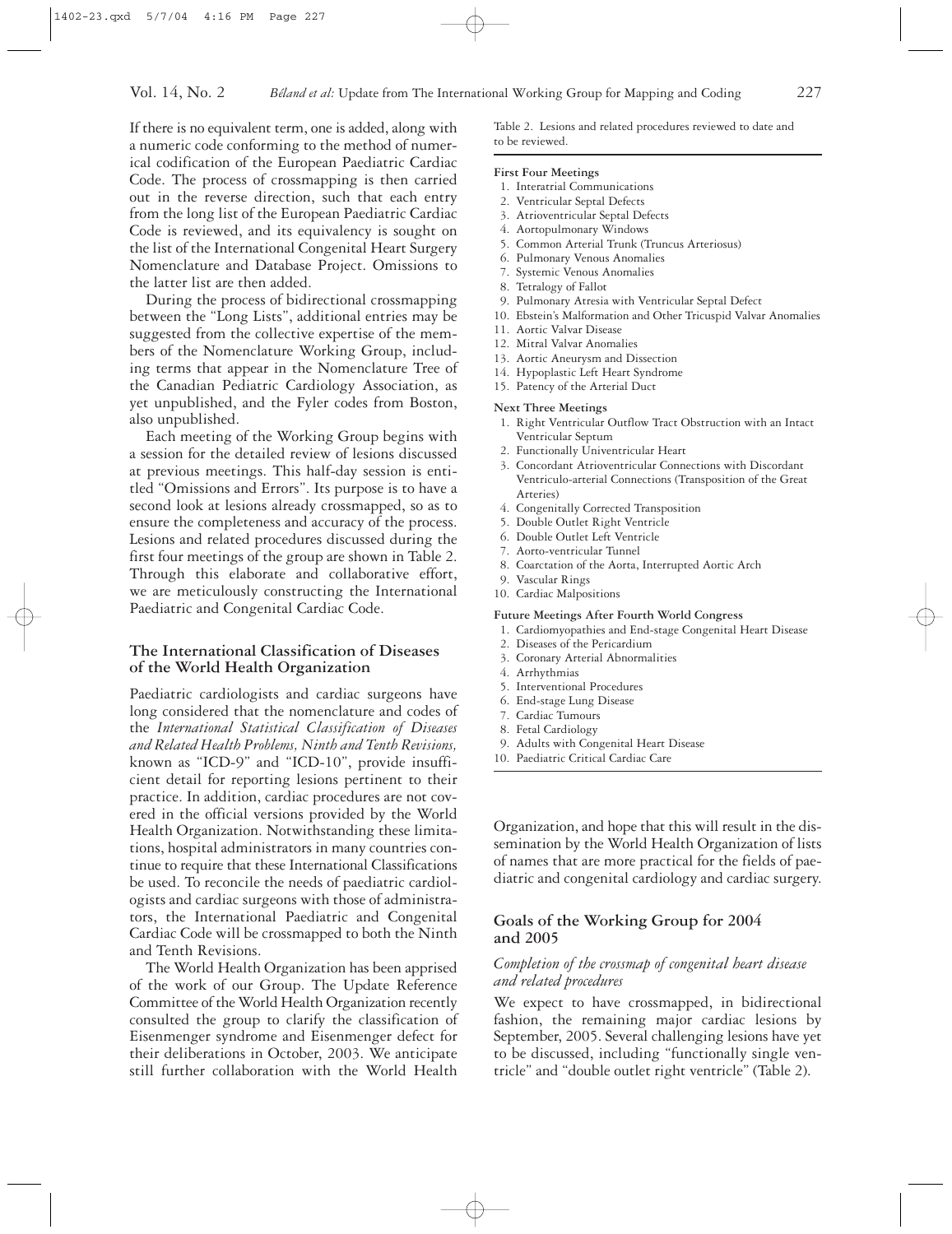If there is no equivalent term, one is added, along with a numeric code conforming to the method of numerical codification of the European Paediatric Cardiac Code. The process of crossmapping is then carried out in the reverse direction, such that each entry from the long list of the European Paediatric Cardiac Code is reviewed, and its equivalency is sought on the list of the International Congenital Heart Surgery Nomenclature and Database Project. Omissions to the latter list are then added.

During the process of bidirectional crossmapping between the "Long Lists", additional entries may be suggested from the collective expertise of the members of the Nomenclature Working Group, including terms that appear in the Nomenclature Tree of the Canadian Pediatric Cardiology Association, as yet unpublished, and the Fyler codes from Boston, also unpublished.

Each meeting of the Working Group begins with a session for the detailed review of lesions discussed at previous meetings. This half-day session is entitled "Omissions and Errors". Its purpose is to have a second look at lesions already crossmapped, so as to ensure the completeness and accuracy of the process. Lesions and related procedures discussed during the first four meetings of the group are shown in Table 2. Through this elaborate and collaborative effort, we are meticulously constructing the International Paediatric and Congenital Cardiac Code.

Table 2. Lesions and related procedures reviewed to date and to be reviewed.

**First Four Meetings**

1. Interatrial Communications
2. Ventricular Septal Defects
3. Atrioventricular Septal Defects
4. Aortopulmonary Windows
5. Common Arterial Trunk (Truncus Arteriosus)
6. Pulmonary Venous Anomalies
7. Systemic Venous Anomalies
8. Tetralogy of Fallot
9. Pulmonary Atresia with Ventricular Septal Defect
10. Ebstein's Malformation and Other Tricuspid Valvar Anomalies
11. Aortic Valvar Disease
12. Mitral Valvar Anomalies
13. Aortic Aneurysm and Dissection
14. Hypoplastic Left Heart Syndrome
15. Patency of the Arterial Duct

**Next Three Meetings**

1. Right Ventricular Outflow Tract Obstruction with an Intact Ventricular Septum
2. Functionally Univentricular Heart
3. Concordant Atrioventricular Connections with Discordant Ventriculo-arterial Connections (Transposition of the Great Arteries)
4. Congenitally Corrected Transposition
5. Double Outlet Right Ventricle
6. Double Outlet Left Ventricle
7. Aorto-ventricular Tunnel
8. Coarctation of the Aorta, Interrupted Aortic Arch
9. Vascular Rings
10. Cardiac Malpositions

**Future Meetings After Fourth World Congress**

1. Cardiomyopathies and End-stage Congenital Heart Disease
2. Diseases of the Pericardium
3. Coronary Arterial Abnormalities
4. Arrhythmias
5. Interventional Procedures
6. End-stage Lung Disease
7. Cardiac Tumours
8. Fetal Cardiology
9. Adults with Congenital Heart Disease
10. Paediatric Critical Cardiac Care

## The International Classification of Diseases of the World Health Organization

Paediatric cardiologists and cardiac surgeons have long considered that the nomenclature and codes of the *International Statistical Classification of Diseases and Related Health Problems, Ninth and Tenth Revisions,* known as "ICD-9" and "ICD-10", provide insufficient detail for reporting lesions pertinent to their practice. In addition, cardiac procedures are not covered in the official versions provided by the World Health Organization. Notwithstanding these limitations, hospital administrators in many countries continue to require that these International Classifications be used. To reconcile the needs of paediatric cardiologists and cardiac surgeons with those of administrators, the International Paediatric and Congenital Cardiac Code will be crossmapped to both the Ninth and Tenth Revisions.

The World Health Organization has been apprised of the work of our Group. The Update Reference Committee of the World Health Organization recently consulted the group to clarify the classification of Eisenmenger syndrome and Eisenmenger defect for their deliberations in October, 2003. We anticipate still further collaboration with the World Health Organization, and hope that this will result in the dissemination by the World Health Organization of lists of names that are more practical for the fields of paediatric and congenital cardiology and cardiac surgery.

## Goals of the Working Group for 2004 and 2005

### *Completion of the crossmap of congenital heart disease and related procedures*

We expect to have crossmapped, in bidirectional fashion, the remaining major cardiac lesions by September, 2005. Several challenging lesions have yet to be discussed, including "functionally single ventricle" and "double outlet right ventricle" (Table 2).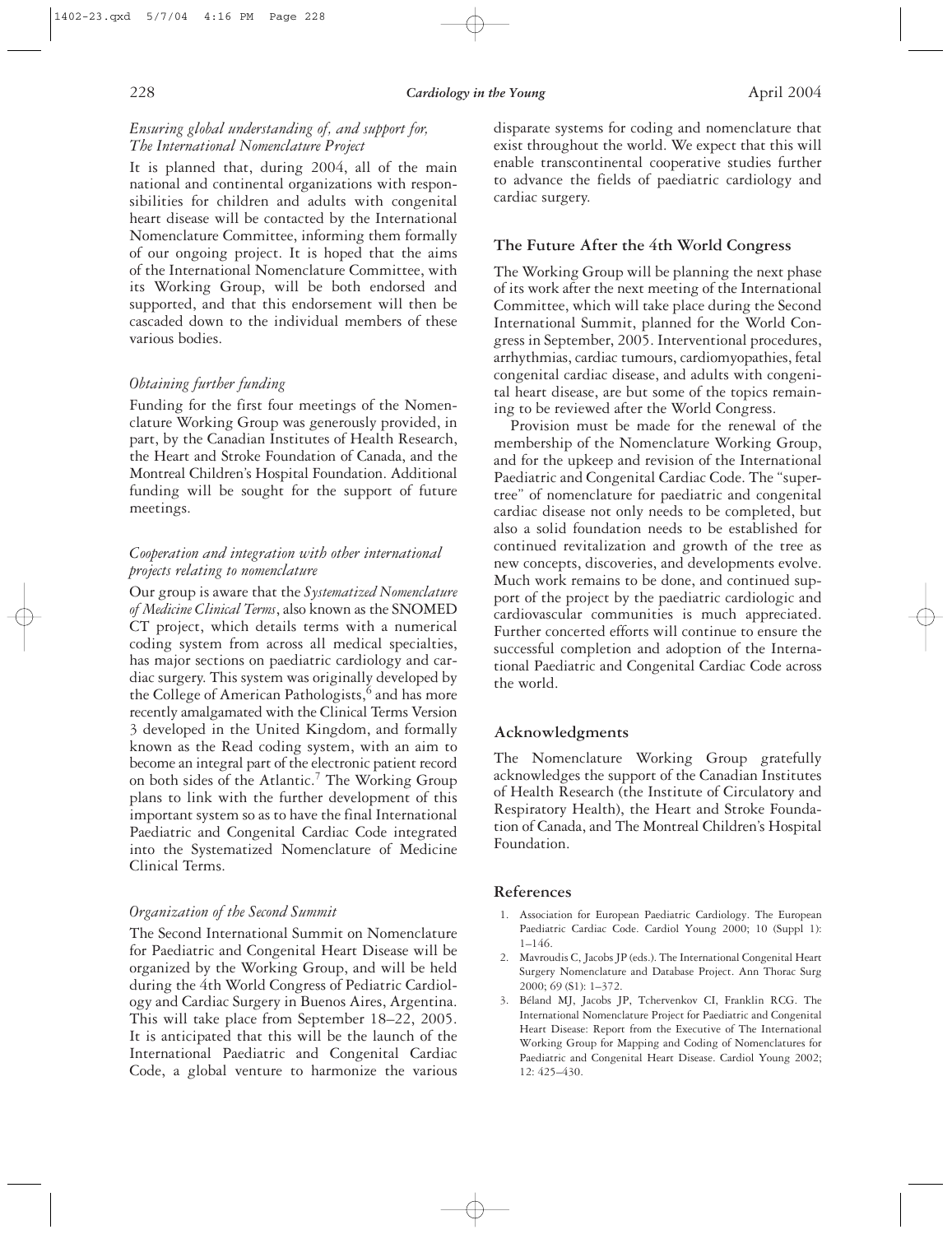### *Ensuring global understanding of, and support for, The International Nomenclature Project*

It is planned that, during 2004, all of the main national and continental organizations with responsibilities for children and adults with congenital heart disease will be contacted by the International Nomenclature Committee, informing them formally of our ongoing project. It is hoped that the aims of the International Nomenclature Committee, with its Working Group, will be both endorsed and supported, and that this endorsement will then be cascaded down to the individual members of these various bodies.

### *Obtaining further funding*

Funding for the first four meetings of the Nomenclature Working Group was generously provided, in part, by the Canadian Institutes of Health Research, the Heart and Stroke Foundation of Canada, and the Montreal Children's Hospital Foundation. Additional funding will be sought for the support of future meetings.

### *Cooperation and integration with other international projects relating to nomenclature*

Our group is aware that the *Systematized Nomenclature of Medicine Clinical Terms*, also known as the SNOMED CT project, which details terms with a numerical coding system from across all medical specialties, has major sections on paediatric cardiology and cardiac surgery. This system was originally developed by the College of American Pathologists,[6] and has more recently amalgamated with the Clinical Terms Version 3 developed in the United Kingdom, and formally known as the Read coding system, with an aim to become an integral part of the electronic patient record on both sides of the Atlantic.[7] The Working Group plans to link with the further development of this important system so as to have the final International Paediatric and Congenital Cardiac Code integrated into the Systematized Nomenclature of Medicine Clinical Terms.

### *Organization of the Second Summit*

The Second International Summit on Nomenclature for Paediatric and Congenital Heart Disease will be organized by the Working Group, and will be held during the 4th World Congress of Pediatric Cardiology and Cardiac Surgery in Buenos Aires, Argentina. This will take place from September 18–22, 2005. It is anticipated that this will be the launch of the International Paediatric and Congenital Cardiac Code, a global venture to harmonize the various disparate systems for coding and nomenclature that exist throughout the world. We expect that this will enable transcontinental cooperative studies further to advance the fields of paediatric cardiology and cardiac surgery.

## The Future After the 4th World Congress

The Working Group will be planning the next phase of its work after the next meeting of the International Committee, which will take place during the Second International Summit, planned for the World Congress in September, 2005. Interventional procedures, arrhythmias, cardiac tumours, cardiomyopathies, fetal congenital cardiac disease, and adults with congenital heart disease, are but some of the topics remaining to be reviewed after the World Congress.

Provision must be made for the renewal of the membership of the Nomenclature Working Group, and for the upkeep and revision of the International Paediatric and Congenital Cardiac Code. The "supertree" of nomenclature for paediatric and congenital cardiac disease not only needs to be completed, but also a solid foundation needs to be established for continued revitalization and growth of the tree as new concepts, discoveries, and developments evolve. Much work remains to be done, and continued support of the project by the paediatric cardiologic and cardiovascular communities is much appreciated. Further concerted efforts will continue to ensure the successful completion and adoption of the International Paediatric and Congenital Cardiac Code across the world.

## Acknowledgments

The Nomenclature Working Group gratefully acknowledges the support of the Canadian Institutes of Health Research (the Institute of Circulatory and Respiratory Health), the Heart and Stroke Foundation of Canada, and The Montreal Children's Hospital Foundation.

## References

1. Association for European Paediatric Cardiology. The European Paediatric Cardiac Code. Cardiol Young 2000; 10 (Suppl 1): 1–146.
2. Mavroudis C, Jacobs JP (eds.). The International Congenital Heart Surgery Nomenclature and Database Project. Ann Thorac Surg 2000; 69 (S1): 1–372.
3. Béland MJ, Jacobs JP, Tchervenkov CI, Franklin RCG. The International Nomenclature Project for Paediatric and Congenital Heart Disease: Report from the Executive of The International Working Group for Mapping and Coding of Nomenclatures for Paediatric and Congenital Heart Disease. Cardiol Young 2002; 12: 425–430.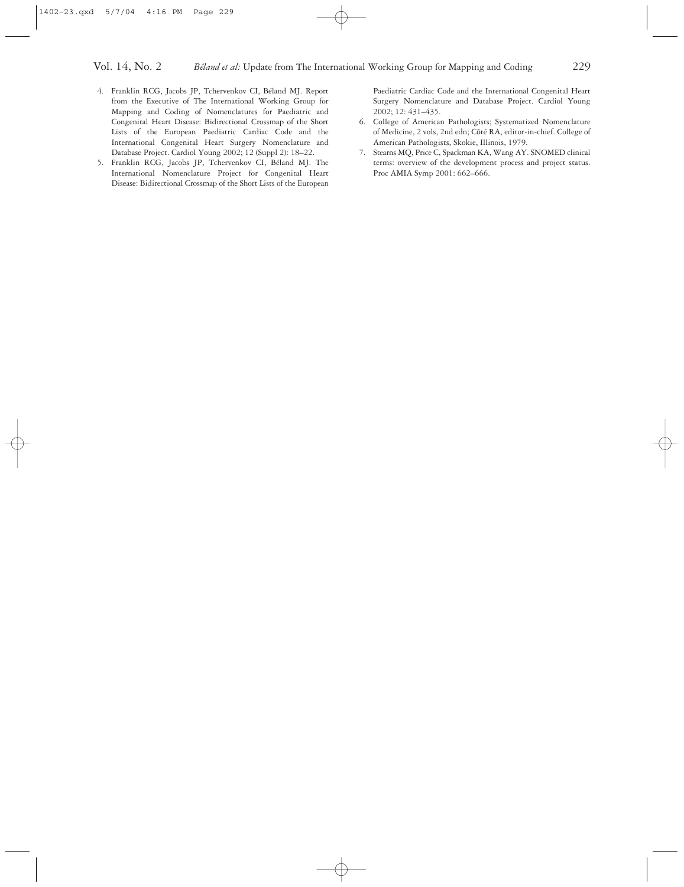4. Franklin RCG, Jacobs JP, Tchervenkov CI, Béland MJ. Report from the Executive of The International Working Group for Mapping and Coding of Nomenclatures for Paediatric and Congenital Heart Disease: Bidirectional Crossmap of the Short Lists of the European Paediatric Cardiac Code and the International Congenital Heart Surgery Nomenclature and Database Project. Cardiol Young 2002; 12 (Suppl 2): 18–22.
5. Franklin RCG, Jacobs JP, Tchervenkov CI, Béland MJ. The International Nomenclature Project for Congenital Heart Disease: Bidirectional Crossmap of the Short Lists of the European Paediatric Cardiac Code and the International Congenital Heart Surgery Nomenclature and Database Project. Cardiol Young 2002; 12: 431–435.
6. College of American Pathologists; Systematized Nomenclature of Medicine, 2 vols, 2nd edn; Côté RA, editor-in-chief. College of American Pathologists, Skokie, Illinois, 1979.
7. Stearns MQ, Price C, Spackman KA, Wang AY. SNOMED clinical terms: overview of the development process and project status. Proc AMIA Symp 2001: 662–666.